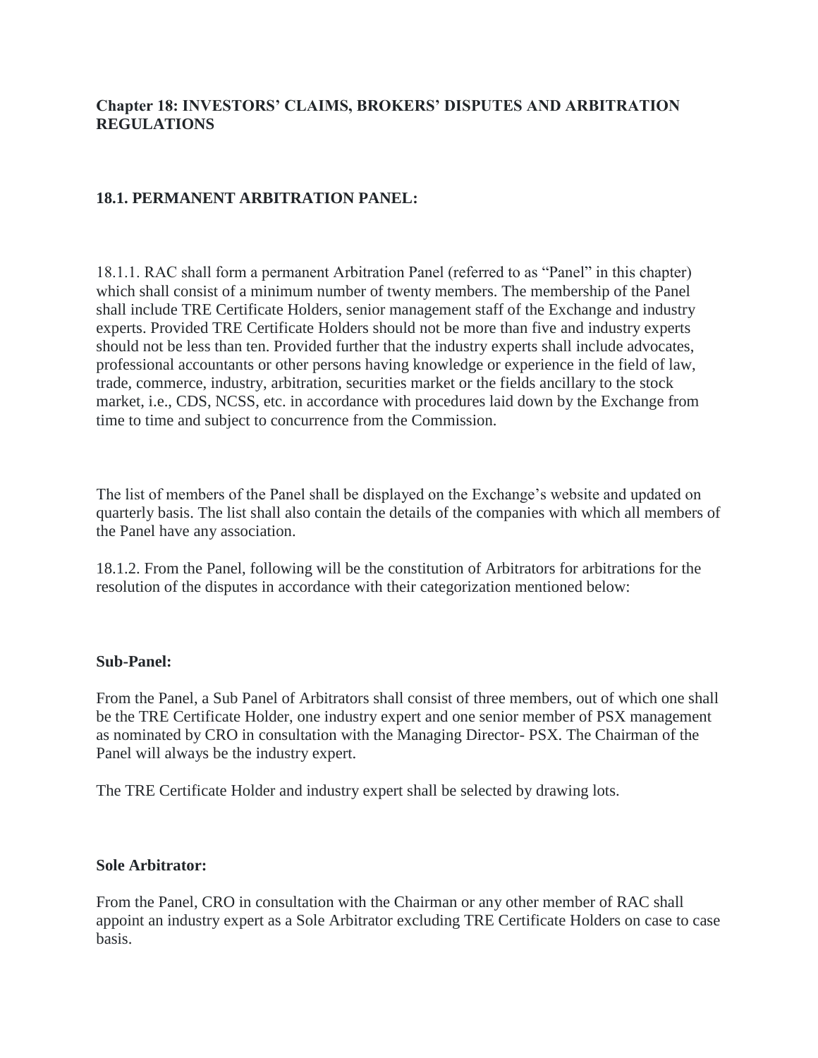## Chapter 18: INVESTORS' CLAIMS, BROKERS' DISPUTES AND ARBITRATION REGULATIONS

### 18.1. PERMANENT ARBITRATION PANEL:

18.1.1. RAC shall form a permanent Arbitration Panel (referred to as "Panel" in this chapter) which shall consist of a minimum number of twenty members. The membership of the Panel shall include TRE Certificate Holders, senior management staff of the Exchange and industry experts. Provided TRE Certificate Holders should not be more than five and industry experts should not be less than ten. Provided further that the industry experts shall include advocates, professional accountants or other persons having knowledge or experience in the field of law, trade, commerce, industry, arbitration, securities market or the fields ancillary to the stock market, i.e., CDS, NCSS, etc. in accordance with procedures laid down by the Exchange from time to time and subject to concurrence from the Commission.

The list of members of the Panel shall be displayed on the Exchange's website and updated on quarterly basis. The list shall also contain the details of the companies with which all members of the Panel have any association.

18.1.2. From the Panel, following will be the constitution of Arbitrators for arbitrations for the resolution of the disputes in accordance with their categorization mentioned below:

**Sub-Panel:**

From the Panel, a Sub Panel of Arbitrators shall consist of three members, out of which one shall be the TRE Certificate Holder, one industry expert and one senior member of PSX management as nominated by CRO in consultation with the Managing Director- PSX. The Chairman of the Panel will always be the industry expert.

The TRE Certificate Holder and industry expert shall be selected by drawing lots.

**Sole Arbitrator:**

From the Panel, CRO in consultation with the Chairman or any other member of RAC shall appoint an industry expert as a Sole Arbitrator excluding TRE Certificate Holders on case to case basis.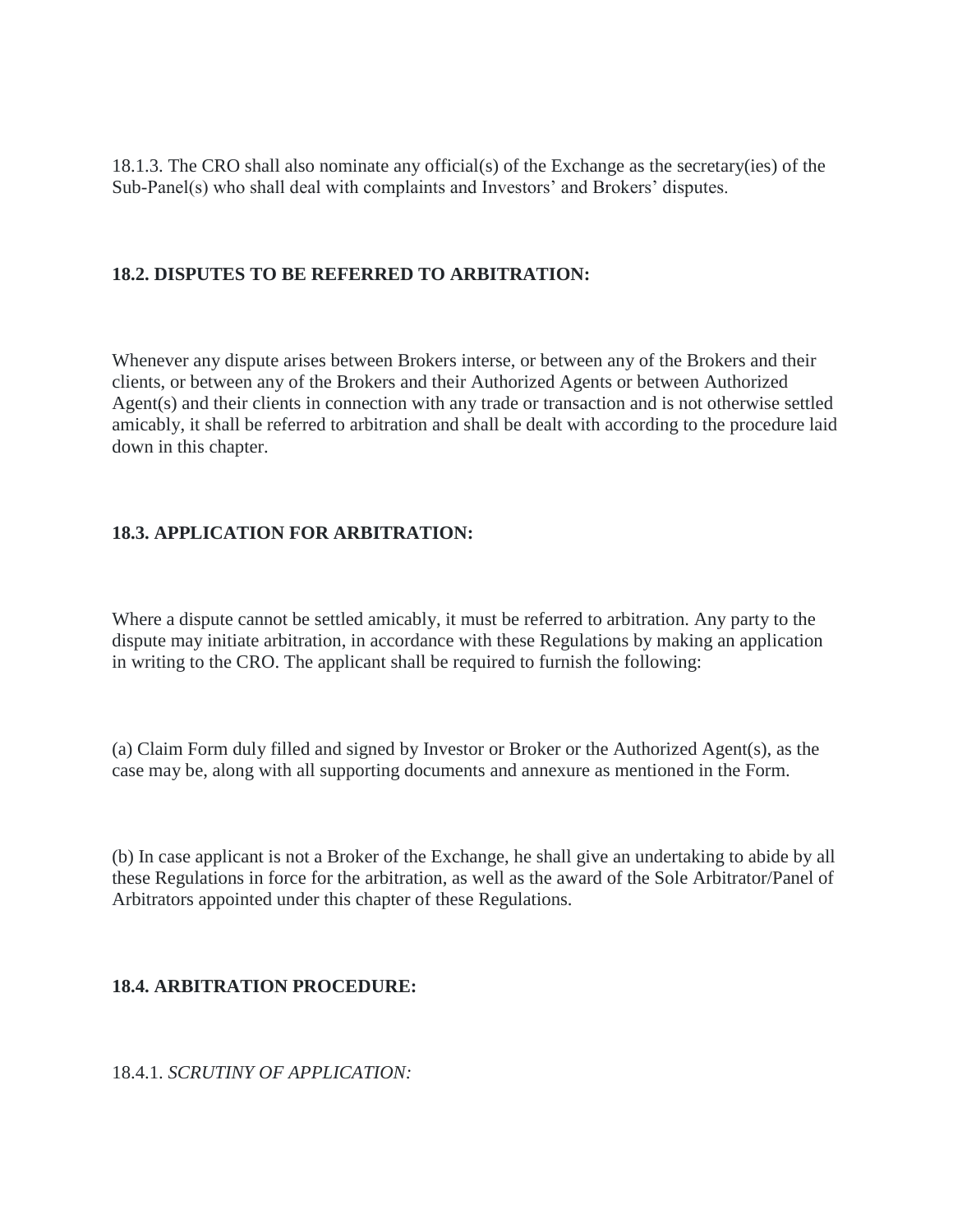18.1.3. The CRO shall also nominate any official(s) of the Exchange as the secretary(ies) of the Sub-Panel(s) who shall deal with complaints and Investors' and Brokers' disputes.

**18.2. DISPUTES TO BE REFERRED TO ARBITRATION:**

Whenever any dispute arises between Brokers interse, or between any of the Brokers and their clients, or between any of the Brokers and their Authorized Agents or between Authorized Agent(s) and their clients in connection with any trade or transaction and is not otherwise settled amicably, it shall be referred to arbitration and shall be dealt with according to the procedure laid down in this chapter.

**18.3. APPLICATION FOR ARBITRATION:**

Where a dispute cannot be settled amicably, it must be referred to arbitration. Any party to the dispute may initiate arbitration, in accordance with these Regulations by making an application in writing to the CRO. The applicant shall be required to furnish the following:

(a) Claim Form duly filled and signed by Investor or Broker or the Authorized Agent(s), as the case may be, along with all supporting documents and annexure as mentioned in the Form.

(b) In case applicant is not a Broker of the Exchange, he shall give an undertaking to abide by all these Regulations in force for the arbitration, as well as the award of the Sole Arbitrator/Panel of Arbitrators appointed under this chapter of these Regulations.

**18.4. ARBITRATION PROCEDURE:**

18.4.1. *SCRUTINY OF APPLICATION:*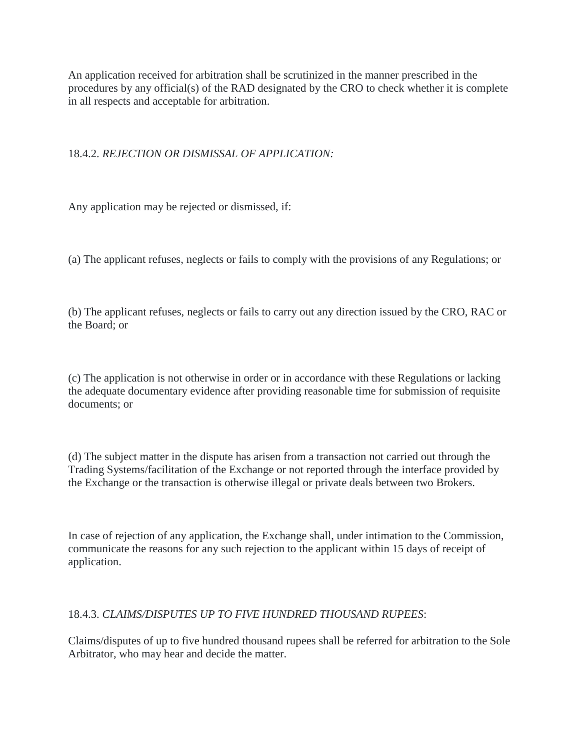An application received for arbitration shall be scrutinized in the manner prescribed in the procedures by any official(s) of the RAD designated by the CRO to check whether it is complete in all respects and acceptable for arbitration.

18.4.2. *REJECTION OR DISMISSAL OF APPLICATION:*

Any application may be rejected or dismissed, if:

(a) The applicant refuses, neglects or fails to comply with the provisions of any Regulations; or

(b) The applicant refuses, neglects or fails to carry out any direction issued by the CRO, RAC or the Board; or

(c) The application is not otherwise in order or in accordance with these Regulations or lacking the adequate documentary evidence after providing reasonable time for submission of requisite documents; or

(d) The subject matter in the dispute has arisen from a transaction not carried out through the Trading Systems/facilitation of the Exchange or not reported through the interface provided by the Exchange or the transaction is otherwise illegal or private deals between two Brokers.

In case of rejection of any application, the Exchange shall, under intimation to the Commission, communicate the reasons for any such rejection to the applicant within 15 days of receipt of application.

18.4.3. *CLAIMS/DISPUTES UP TO FIVE HUNDRED THOUSAND RUPEES*:

Claims/disputes of up to five hundred thousand rupees shall be referred for arbitration to the Sole Arbitrator, who may hear and decide the matter.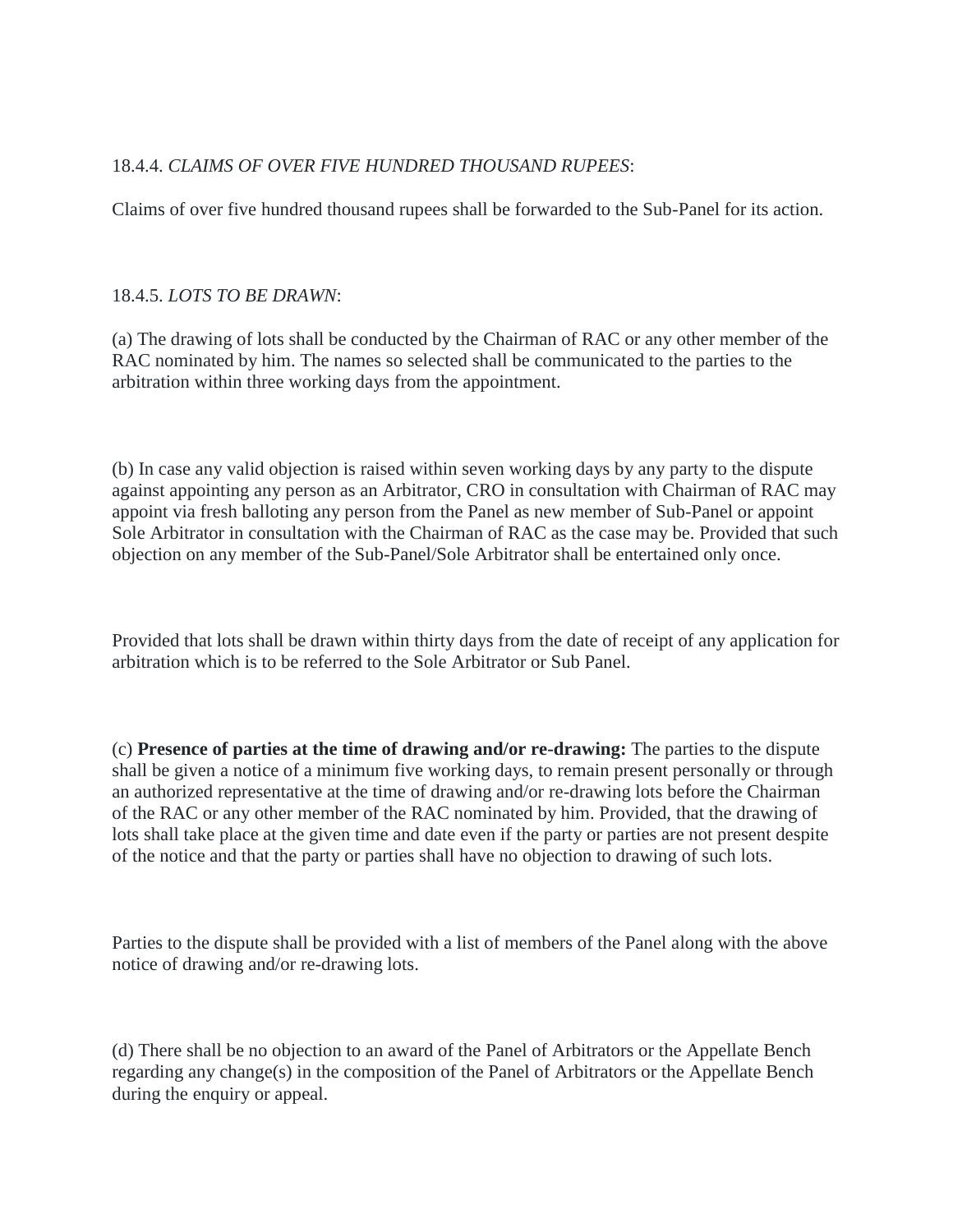18.4.4. *CLAIMS OF OVER FIVE HUNDRED THOUSAND RUPEES*:

Claims of over five hundred thousand rupees shall be forwarded to the Sub-Panel for its action.

18.4.5. *LOTS TO BE DRAWN*:

(a) The drawing of lots shall be conducted by the Chairman of RAC or any other member of the RAC nominated by him. The names so selected shall be communicated to the parties to the arbitration within three working days from the appointment.

(b) In case any valid objection is raised within seven working days by any party to the dispute against appointing any person as an Arbitrator, CRO in consultation with Chairman of RAC may appoint via fresh balloting any person from the Panel as new member of Sub-Panel or appoint Sole Arbitrator in consultation with the Chairman of RAC as the case may be. Provided that such objection on any member of the Sub-Panel/Sole Arbitrator shall be entertained only once.

Provided that lots shall be drawn within thirty days from the date of receipt of any application for arbitration which is to be referred to the Sole Arbitrator or Sub Panel.

(c) **Presence of parties at the time of drawing and/or re-drawing:** The parties to the dispute shall be given a notice of a minimum five working days, to remain present personally or through an authorized representative at the time of drawing and/or re-drawing lots before the Chairman of the RAC or any other member of the RAC nominated by him. Provided, that the drawing of lots shall take place at the given time and date even if the party or parties are not present despite of the notice and that the party or parties shall have no objection to drawing of such lots.

Parties to the dispute shall be provided with a list of members of the Panel along with the above notice of drawing and/or re-drawing lots.

(d) There shall be no objection to an award of the Panel of Arbitrators or the Appellate Bench regarding any change(s) in the composition of the Panel of Arbitrators or the Appellate Bench during the enquiry or appeal.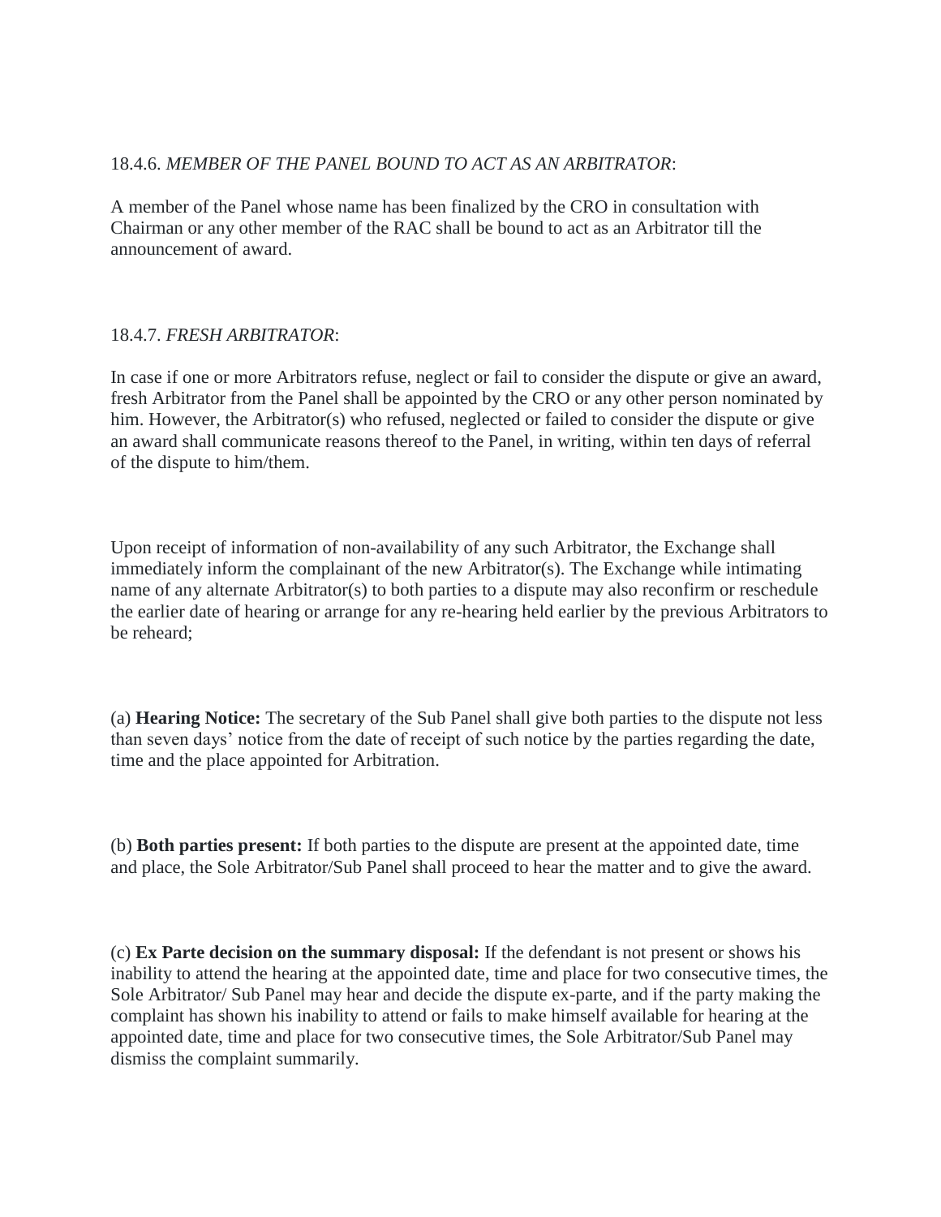18.4.6. *MEMBER OF THE PANEL BOUND TO ACT AS AN ARBITRATOR*:

A member of the Panel whose name has been finalized by the CRO in consultation with Chairman or any other member of the RAC shall be bound to act as an Arbitrator till the announcement of award.

18.4.7. *FRESH ARBITRATOR*:

In case if one or more Arbitrators refuse, neglect or fail to consider the dispute or give an award, fresh Arbitrator from the Panel shall be appointed by the CRO or any other person nominated by him. However, the Arbitrator(s) who refused, neglected or failed to consider the dispute or give an award shall communicate reasons thereof to the Panel, in writing, within ten days of referral of the dispute to him/them.

Upon receipt of information of non-availability of any such Arbitrator, the Exchange shall immediately inform the complainant of the new Arbitrator(s). The Exchange while intimating name of any alternate Arbitrator(s) to both parties to a dispute may also reconfirm or reschedule the earlier date of hearing or arrange for any re-hearing held earlier by the previous Arbitrators to be reheard;

(a) **Hearing Notice:** The secretary of the Sub Panel shall give both parties to the dispute not less than seven days' notice from the date of receipt of such notice by the parties regarding the date, time and the place appointed for Arbitration.

(b) **Both parties present:** If both parties to the dispute are present at the appointed date, time and place, the Sole Arbitrator/Sub Panel shall proceed to hear the matter and to give the award.

(c) **Ex Parte decision on the summary disposal:** If the defendant is not present or shows his inability to attend the hearing at the appointed date, time and place for two consecutive times, the Sole Arbitrator/ Sub Panel may hear and decide the dispute ex-parte, and if the party making the complaint has shown his inability to attend or fails to make himself available for hearing at the appointed date, time and place for two consecutive times, the Sole Arbitrator/Sub Panel may dismiss the complaint summarily.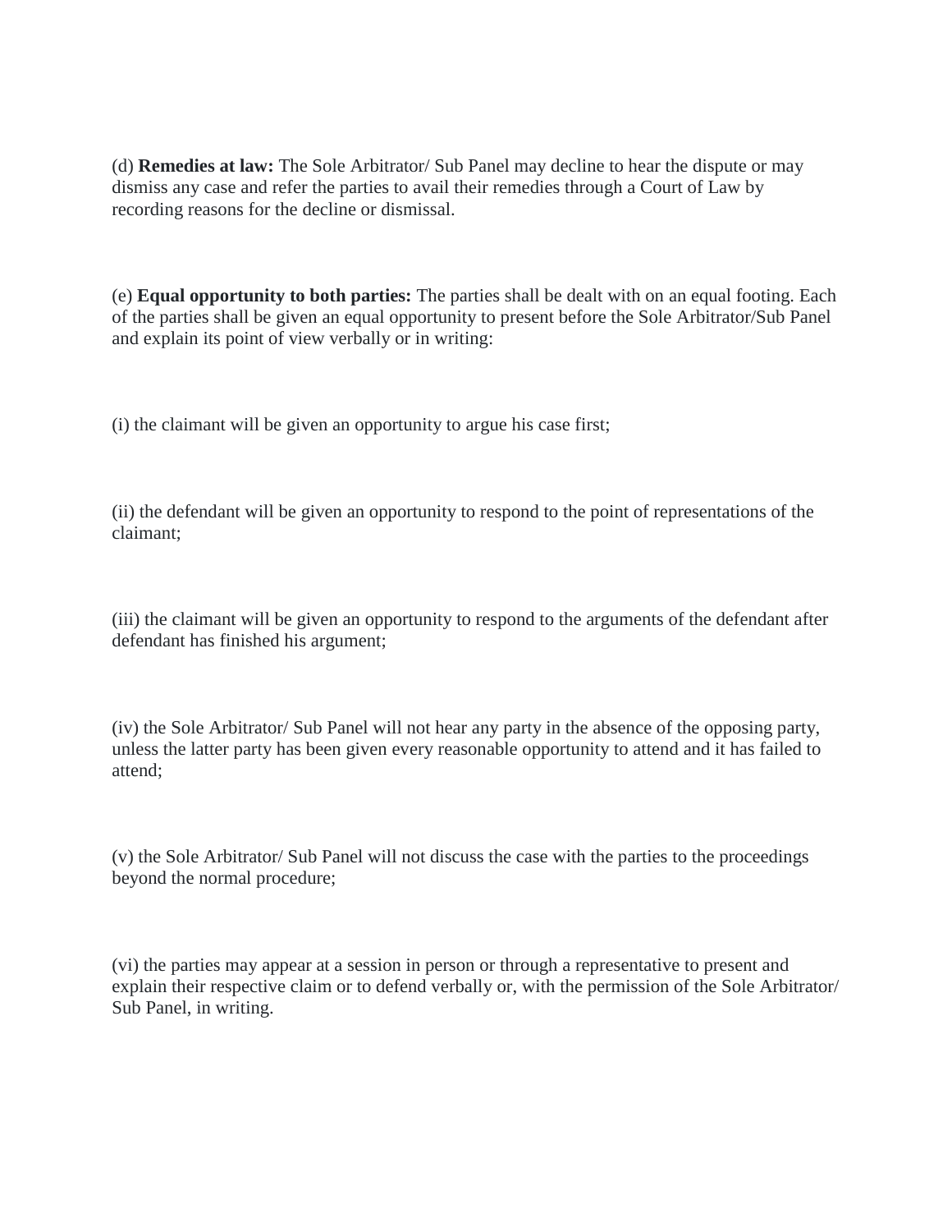(d) **Remedies at law:** The Sole Arbitrator/ Sub Panel may decline to hear the dispute or may dismiss any case and refer the parties to avail their remedies through a Court of Law by recording reasons for the decline or dismissal.

(e) **Equal opportunity to both parties:** The parties shall be dealt with on an equal footing. Each of the parties shall be given an equal opportunity to present before the Sole Arbitrator/Sub Panel and explain its point of view verbally or in writing:

(i) the claimant will be given an opportunity to argue his case first;

(ii) the defendant will be given an opportunity to respond to the point of representations of the claimant;

(iii) the claimant will be given an opportunity to respond to the arguments of the defendant after defendant has finished his argument;

(iv) the Sole Arbitrator/ Sub Panel will not hear any party in the absence of the opposing party, unless the latter party has been given every reasonable opportunity to attend and it has failed to attend;

(v) the Sole Arbitrator/ Sub Panel will not discuss the case with the parties to the proceedings beyond the normal procedure;

(vi) the parties may appear at a session in person or through a representative to present and explain their respective claim or to defend verbally or, with the permission of the Sole Arbitrator/ Sub Panel, in writing.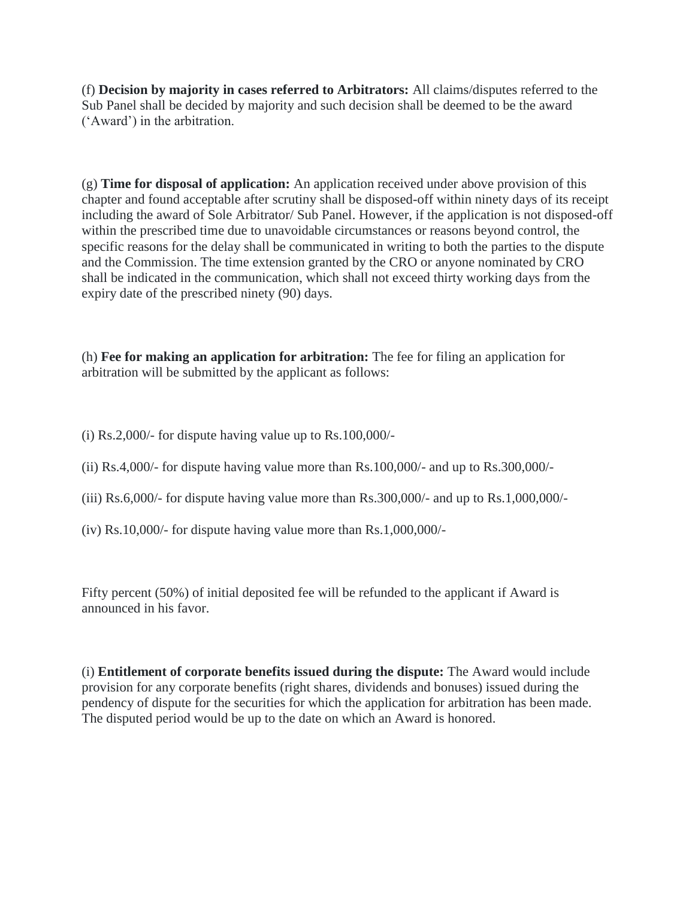(f) **Decision by majority in cases referred to Arbitrators:** All claims/disputes referred to the Sub Panel shall be decided by majority and such decision shall be deemed to be the award ('Award') in the arbitration.

(g) **Time for disposal of application:** An application received under above provision of this chapter and found acceptable after scrutiny shall be disposed-off within ninety days of its receipt including the award of Sole Arbitrator/ Sub Panel. However, if the application is not disposed-off within the prescribed time due to unavoidable circumstances or reasons beyond control, the specific reasons for the delay shall be communicated in writing to both the parties to the dispute and the Commission. The time extension granted by the CRO or anyone nominated by CRO shall be indicated in the communication, which shall not exceed thirty working days from the expiry date of the prescribed ninety (90) days.

(h) **Fee for making an application for arbitration:** The fee for filing an application for arbitration will be submitted by the applicant as follows:

(i) Rs.2,000/- for dispute having value up to Rs.100,000/-

(ii) Rs.4,000/- for dispute having value more than Rs.100,000/- and up to Rs.300,000/-

(iii) Rs.6,000/- for dispute having value more than Rs.300,000/- and up to Rs.1,000,000/-

(iv) Rs.10,000/- for dispute having value more than Rs.1,000,000/-

Fifty percent (50%) of initial deposited fee will be refunded to the applicant if Award is announced in his favor.

(i) **Entitlement of corporate benefits issued during the dispute:** The Award would include provision for any corporate benefits (right shares, dividends and bonuses) issued during the pendency of dispute for the securities for which the application for arbitration has been made. The disputed period would be up to the date on which an Award is honored.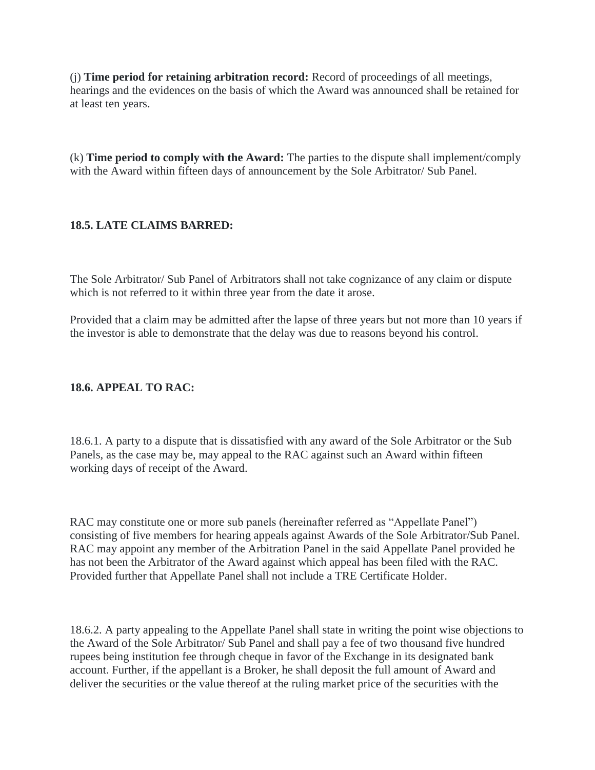(j) **Time period for retaining arbitration record:** Record of proceedings of all meetings, hearings and the evidences on the basis of which the Award was announced shall be retained for at least ten years.

(k) **Time period to comply with the Award:** The parties to the dispute shall implement/comply with the Award within fifteen days of announcement by the Sole Arbitrator/ Sub Panel.

### 18.5. LATE CLAIMS BARRED:

The Sole Arbitrator/ Sub Panel of Arbitrators shall not take cognizance of any claim or dispute which is not referred to it within three year from the date it arose.

Provided that a claim may be admitted after the lapse of three years but not more than 10 years if the investor is able to demonstrate that the delay was due to reasons beyond his control.

### 18.6. APPEAL TO RAC:

18.6.1. A party to a dispute that is dissatisfied with any award of the Sole Arbitrator or the Sub Panels, as the case may be, may appeal to the RAC against such an Award within fifteen working days of receipt of the Award.

RAC may constitute one or more sub panels (hereinafter referred as "Appellate Panel") consisting of five members for hearing appeals against Awards of the Sole Arbitrator/Sub Panel. RAC may appoint any member of the Arbitration Panel in the said Appellate Panel provided he has not been the Arbitrator of the Award against which appeal has been filed with the RAC. Provided further that Appellate Panel shall not include a TRE Certificate Holder.

18.6.2. A party appealing to the Appellate Panel shall state in writing the point wise objections to the Award of the Sole Arbitrator/ Sub Panel and shall pay a fee of two thousand five hundred rupees being institution fee through cheque in favor of the Exchange in its designated bank account. Further, if the appellant is a Broker, he shall deposit the full amount of Award and deliver the securities or the value thereof at the ruling market price of the securities with the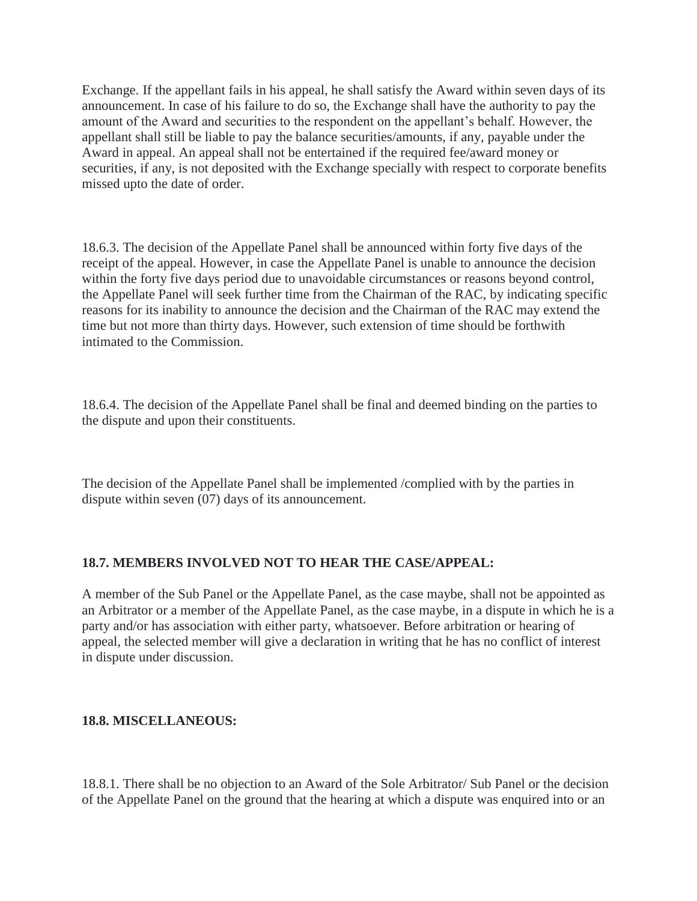Exchange. If the appellant fails in his appeal, he shall satisfy the Award within seven days of its announcement. In case of his failure to do so, the Exchange shall have the authority to pay the amount of the Award and securities to the respondent on the appellant's behalf. However, the appellant shall still be liable to pay the balance securities/amounts, if any, payable under the Award in appeal. An appeal shall not be entertained if the required fee/award money or securities, if any, is not deposited with the Exchange specially with respect to corporate benefits missed upto the date of order.

18.6.3. The decision of the Appellate Panel shall be announced within forty five days of the receipt of the appeal. However, in case the Appellate Panel is unable to announce the decision within the forty five days period due to unavoidable circumstances or reasons beyond control, the Appellate Panel will seek further time from the Chairman of the RAC, by indicating specific reasons for its inability to announce the decision and the Chairman of the RAC may extend the time but not more than thirty days. However, such extension of time should be forthwith intimated to the Commission.

18.6.4. The decision of the Appellate Panel shall be final and deemed binding on the parties to the dispute and upon their constituents.

The decision of the Appellate Panel shall be implemented /complied with by the parties in dispute within seven (07) days of its announcement.

**18.7. MEMBERS INVOLVED NOT TO HEAR THE CASE/APPEAL:**

A member of the Sub Panel or the Appellate Panel, as the case maybe, shall not be appointed as an Arbitrator or a member of the Appellate Panel, as the case maybe, in a dispute in which he is a party and/or has association with either party, whatsoever. Before arbitration or hearing of appeal, the selected member will give a declaration in writing that he has no conflict of interest in dispute under discussion.

**18.8. MISCELLANEOUS:**

18.8.1. There shall be no objection to an Award of the Sole Arbitrator/ Sub Panel or the decision of the Appellate Panel on the ground that the hearing at which a dispute was enquired into or an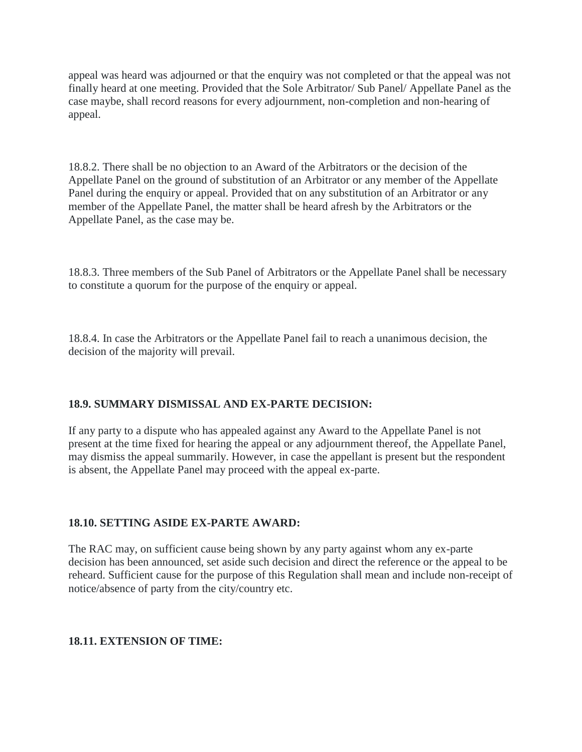appeal was heard was adjourned or that the enquiry was not completed or that the appeal was not finally heard at one meeting. Provided that the Sole Arbitrator/ Sub Panel/ Appellate Panel as the case maybe, shall record reasons for every adjournment, non-completion and non-hearing of appeal.

18.8.2. There shall be no objection to an Award of the Arbitrators or the decision of the Appellate Panel on the ground of substitution of an Arbitrator or any member of the Appellate Panel during the enquiry or appeal. Provided that on any substitution of an Arbitrator or any member of the Appellate Panel, the matter shall be heard afresh by the Arbitrators or the Appellate Panel, as the case may be.

18.8.3. Three members of the Sub Panel of Arbitrators or the Appellate Panel shall be necessary to constitute a quorum for the purpose of the enquiry or appeal.

18.8.4. In case the Arbitrators or the Appellate Panel fail to reach a unanimous decision, the decision of the majority will prevail.

**18.9. SUMMARY DISMISSAL AND EX-PARTE DECISION:**

If any party to a dispute who has appealed against any Award to the Appellate Panel is not present at the time fixed for hearing the appeal or any adjournment thereof, the Appellate Panel, may dismiss the appeal summarily. However, in case the appellant is present but the respondent is absent, the Appellate Panel may proceed with the appeal ex-parte.

**18.10. SETTING ASIDE EX-PARTE AWARD:**

The RAC may, on sufficient cause being shown by any party against whom any ex-parte decision has been announced, set aside such decision and direct the reference or the appeal to be reheard. Sufficient cause for the purpose of this Regulation shall mean and include non-receipt of notice/absence of party from the city/country etc.

**18.11. EXTENSION OF TIME:**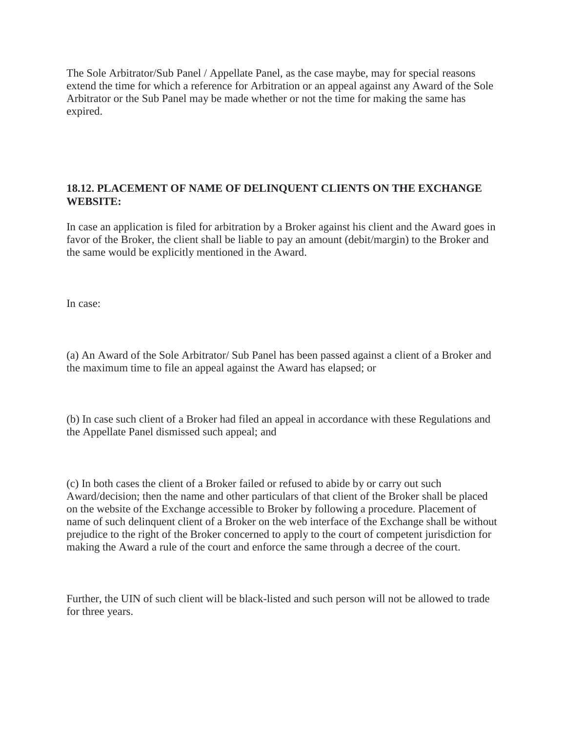The Sole Arbitrator/Sub Panel / Appellate Panel, as the case maybe, may for special reasons extend the time for which a reference for Arbitration or an appeal against any Award of the Sole Arbitrator or the Sub Panel may be made whether or not the time for making the same has expired.

### 18.12. PLACEMENT OF NAME OF DELINQUENT CLIENTS ON THE EXCHANGE WEBSITE:

In case an application is filed for arbitration by a Broker against his client and the Award goes in favor of the Broker, the client shall be liable to pay an amount (debit/margin) to the Broker and the same would be explicitly mentioned in the Award.

In case:

(a) An Award of the Sole Arbitrator/ Sub Panel has been passed against a client of a Broker and the maximum time to file an appeal against the Award has elapsed; or

(b) In case such client of a Broker had filed an appeal in accordance with these Regulations and the Appellate Panel dismissed such appeal; and

(c) In both cases the client of a Broker failed or refused to abide by or carry out such Award/decision; then the name and other particulars of that client of the Broker shall be placed on the website of the Exchange accessible to Broker by following a procedure. Placement of name of such delinquent client of a Broker on the web interface of the Exchange shall be without prejudice to the right of the Broker concerned to apply to the court of competent jurisdiction for making the Award a rule of the court and enforce the same through a decree of the court.

Further, the UIN of such client will be black-listed and such person will not be allowed to trade for three years.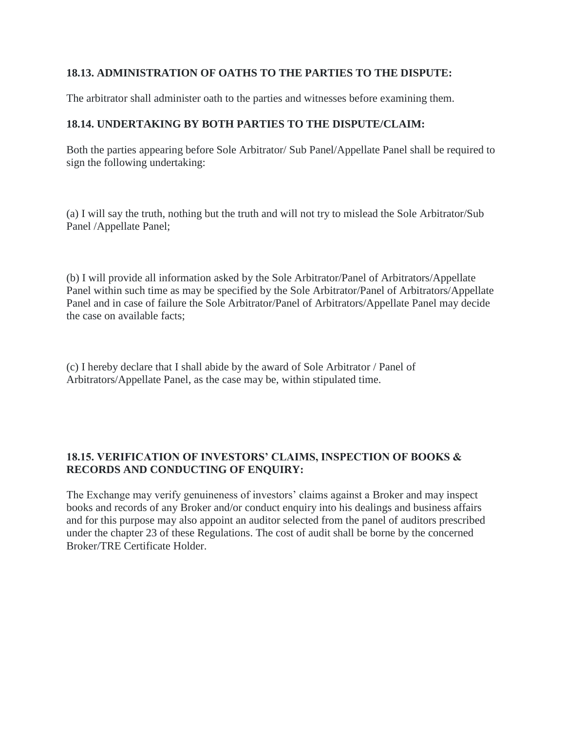### 18.13. ADMINISTRATION OF OATHS TO THE PARTIES TO THE DISPUTE:

The arbitrator shall administer oath to the parties and witnesses before examining them.

### 18.14. UNDERTAKING BY BOTH PARTIES TO THE DISPUTE/CLAIM:

Both the parties appearing before Sole Arbitrator/ Sub Panel/Appellate Panel shall be required to sign the following undertaking:

(a) I will say the truth, nothing but the truth and will not try to mislead the Sole Arbitrator/Sub Panel /Appellate Panel;

(b) I will provide all information asked by the Sole Arbitrator/Panel of Arbitrators/Appellate Panel within such time as may be specified by the Sole Arbitrator/Panel of Arbitrators/Appellate Panel and in case of failure the Sole Arbitrator/Panel of Arbitrators/Appellate Panel may decide the case on available facts;

(c) I hereby declare that I shall abide by the award of Sole Arbitrator / Panel of Arbitrators/Appellate Panel, as the case may be, within stipulated time.

### 18.15. VERIFICATION OF INVESTORS' CLAIMS, INSPECTION OF BOOKS & RECORDS AND CONDUCTING OF ENQUIRY:

The Exchange may verify genuineness of investors' claims against a Broker and may inspect books and records of any Broker and/or conduct enquiry into his dealings and business affairs and for this purpose may also appoint an auditor selected from the panel of auditors prescribed under the chapter 23 of these Regulations. The cost of audit shall be borne by the concerned Broker/TRE Certificate Holder.